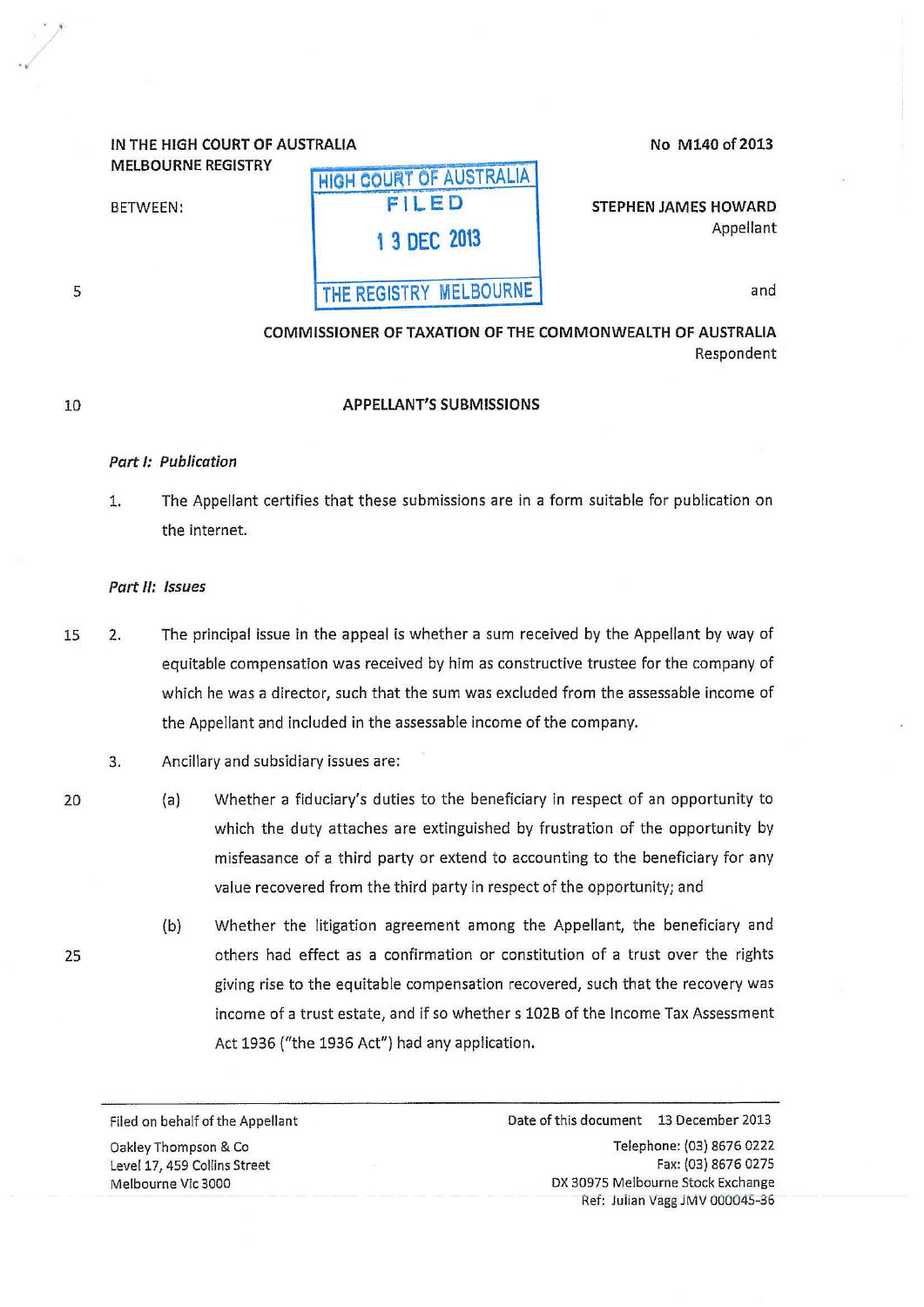IN THE HIGH COURT OF AUSTRALIA
MELBOURNE REGISTRY

No M140 of 2013

HIGH COURT OF AUSTRALIA
FILED
13 DEC 2013
THE REGISTRY MELBOURNE

BETWEEN:

**STEPHEN JAMES HOWARD**
Appellant

and

**COMMISSIONER OF TAXATION OF THE COMMONWEALTH OF AUSTRALIA**
Respondent

## APPELLANT'S SUBMISSIONS

### *Part I: Publication*

1. The Appellant certifies that these submissions are in a form suitable for publication on the internet.

### *Part II: Issues*

2. The principal issue in the appeal is whether a sum received by the Appellant by way of equitable compensation was received by him as constructive trustee for the company of which he was a director, such that the sum was excluded from the assessable income of the Appellant and included in the assessable income of the company.

3. Ancillary and subsidiary issues are:

   (a) Whether a fiduciary's duties to the beneficiary in respect of an opportunity to which the duty attaches are extinguished by frustration of the opportunity by misfeasance of a third party or extend to accounting to the beneficiary for any value recovered from the third party in respect of the opportunity; and

   (b) Whether the litigation agreement among the Appellant, the beneficiary and others had effect as a confirmation or constitution of a trust over the rights giving rise to the equitable compensation recovered, such that the recovery was income of a trust estate, and if so whether s 102B of the Income Tax Assessment Act 1936 ("the 1936 Act") had any application.

Filed on behalf of the Appellant
Oakley Thompson & Co
Level 17, 459 Collins Street
Melbourne Vic 3000

Date of this document 13 December 2013
Telephone: (03) 8676 0222
Fax: (03) 8676 0275
DX 30975 Melbourne Stock Exchange
Ref: Julian Vagg JMV 000045-36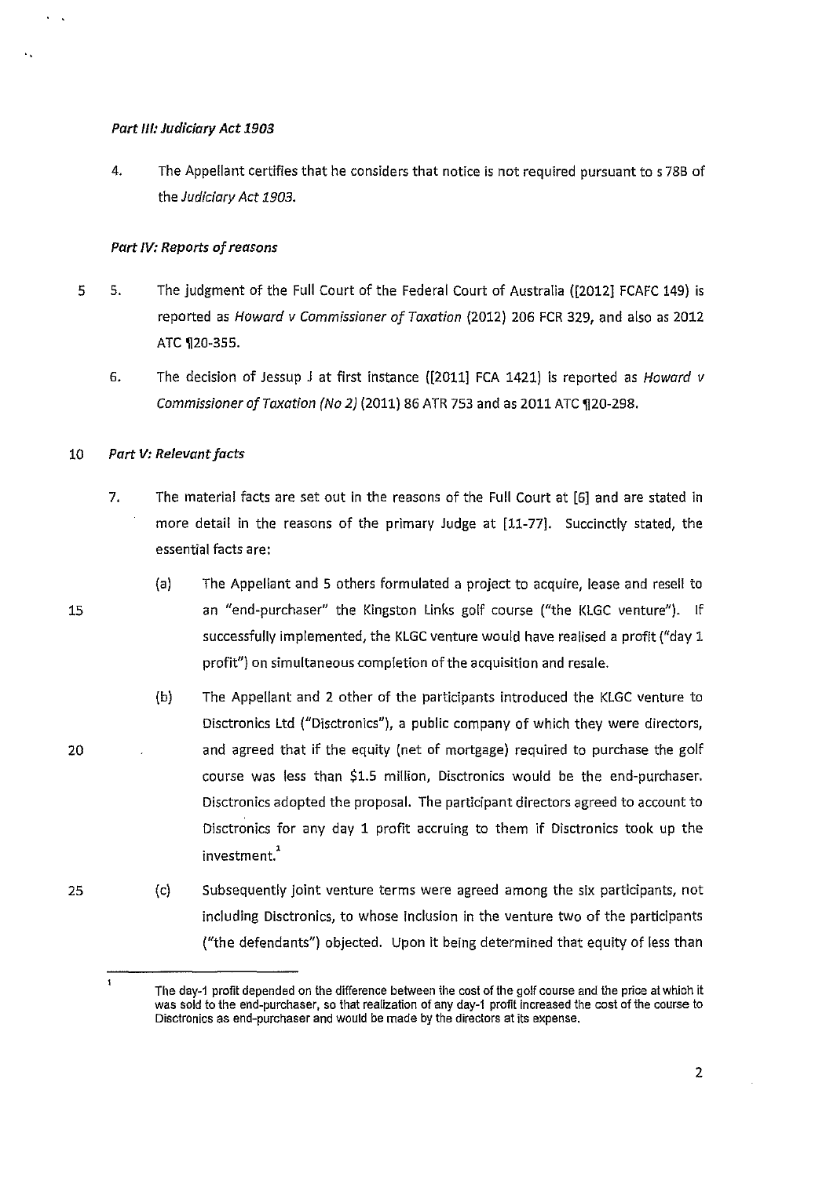*Part III: Judiciary Act 1903*

4. The Appellant certifies that he considers that notice is not required pursuant to s 78B of the *Judiciary Act 1903*.

*Part IV: Reports of reasons*

5. The judgment of the Full Court of the Federal Court of Australia ([2012] FCAFC 149) is reported as *Howard v Commissioner of Taxation* (2012) 206 FCR 329, and also as 2012 ATC ¶20-355.

6. The decision of Jessup J at first instance ([2011] FCA 1421) is reported as *Howard v Commissioner of Taxation (No 2)* (2011) 86 ATR 753 and as 2011 ATC ¶20-298.

*Part V: Relevant facts*

7. The material facts are set out in the reasons of the Full Court at [6] and are stated in more detail in the reasons of the primary Judge at [11-77]. Succinctly stated, the essential facts are:

   (a) The Appellant and 5 others formulated a project to acquire, lease and resell to an "end-purchaser" the Kingston Links golf course ("the KLGC venture"). If successfully implemented, the KLGC venture would have realised a profit ("day 1 profit") on simultaneous completion of the acquisition and resale.

   (b) The Appellant and 2 other of the participants introduced the KLGC venture to Disctronics Ltd ("Disctronics"), a public company of which they were directors, and agreed that if the equity (net of mortgage) required to purchase the golf course was less than $1.5 million, Disctronics would be the end-purchaser. Disctronics adopted the proposal. The participant directors agreed to account to Disctronics for any day 1 profit accruing to them if Disctronics took up the investment.[1]

   (c) Subsequently joint venture terms were agreed among the six participants, not including Disctronics, to whose inclusion in the venture two of the participants ("the defendants") objected. Upon it being determined that equity of less than

---

[1] The day-1 profit depended on the difference between the cost of the golf course and the price at which it was sold to the end-purchaser, so that realization of any day-1 profit increased the cost of the course to Disctronics as end-purchaser and would be made by the directors at its expense.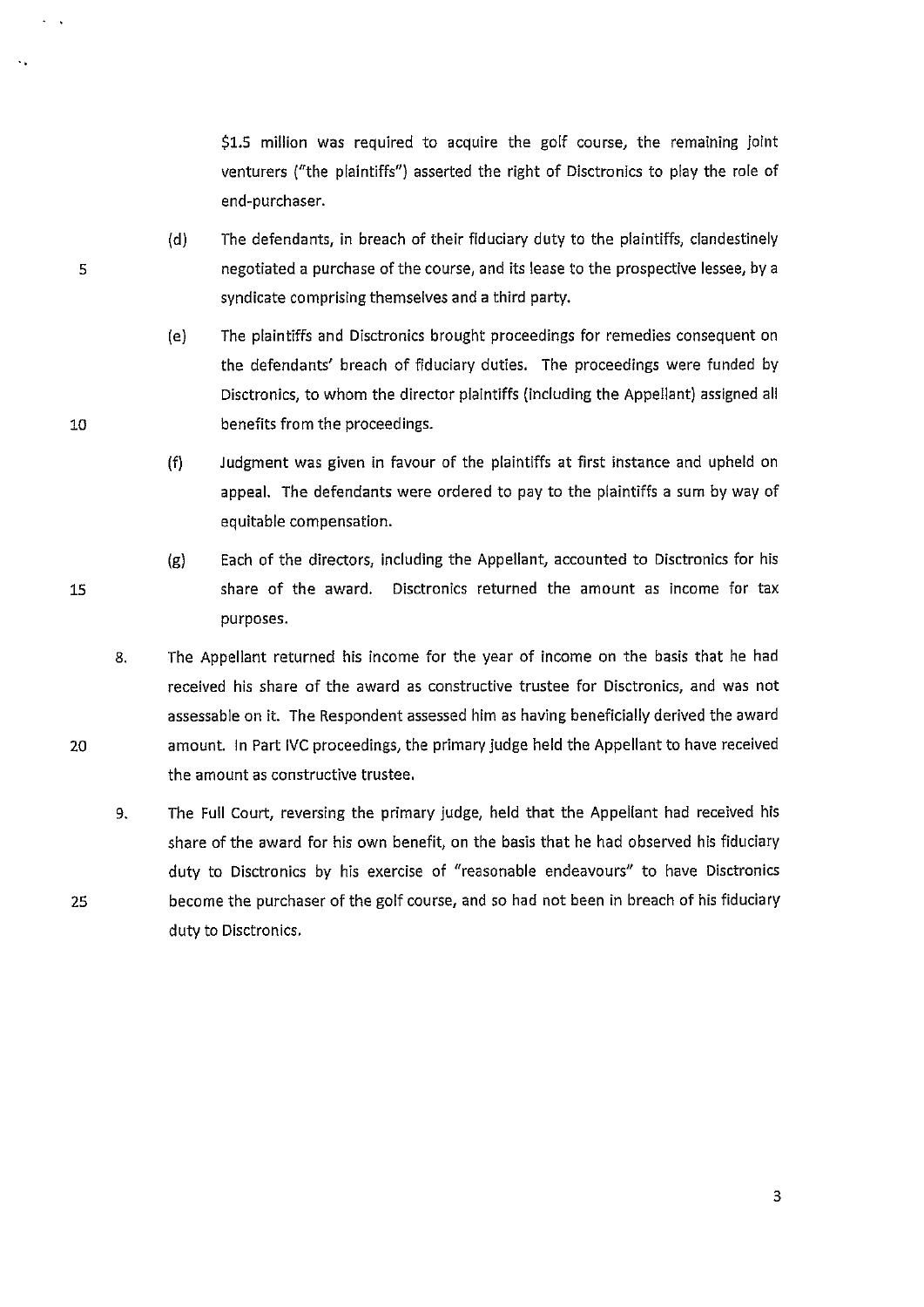$1.5 million was required to acquire the golf course, the remaining joint venturers ("the plaintiffs") asserted the right of Disctronics to play the role of end-purchaser.

(d) The defendants, in breach of their fiduciary duty to the plaintiffs, clandestinely negotiated a purchase of the course, and its lease to the prospective lessee, by a syndicate comprising themselves and a third party.

(e) The plaintiffs and Disctronics brought proceedings for remedies consequent on the defendants' breach of fiduciary duties. The proceedings were funded by Disctronics, to whom the director plaintiffs (including the Appellant) assigned all benefits from the proceedings.

(f) Judgment was given in favour of the plaintiffs at first instance and upheld on appeal. The defendants were ordered to pay to the plaintiffs a sum by way of equitable compensation.

(g) Each of the directors, including the Appellant, accounted to Disctronics for his share of the award. Disctronics returned the amount as income for tax purposes.

8. The Appellant returned his income for the year of income on the basis that he had received his share of the award as constructive trustee for Disctronics, and was not assessable on it. The Respondent assessed him as having beneficially derived the award amount. In Part IVC proceedings, the primary judge held the Appellant to have received the amount as constructive trustee.

9. The Full Court, reversing the primary judge, held that the Appellant had received his share of the award for his own benefit, on the basis that he had observed his fiduciary duty to Disctronics by his exercise of "reasonable endeavours" to have Disctronics become the purchaser of the golf course, and so had not been in breach of his fiduciary duty to Disctronics.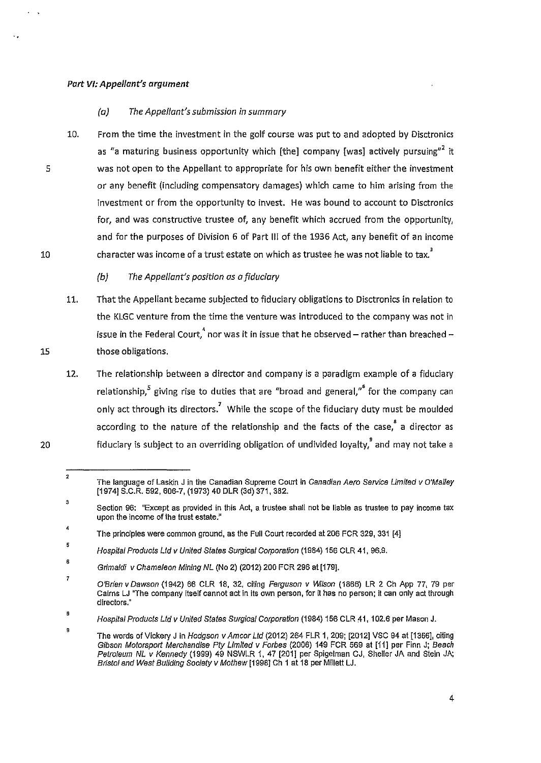### *Part VI: Appellant's argument*

*(a) The Appellant's submission in summary*

10. From the time the investment in the golf course was put to and adopted by Disctronics as "a maturing business opportunity which [the] company [was] actively pursuing"[2] it was not open to the Appellant to appropriate for his own benefit either the investment or any benefit (including compensatory damages) which came to him arising from the investment or from the opportunity to invest. He was bound to account to Disctronics for, and was constructive trustee of, any benefit which accrued from the opportunity, and for the purposes of Division 6 of Part III of the 1936 Act, any benefit of an income character was income of a trust estate on which as trustee he was not liable to tax.[3]

*(b) The Appellant's position as a fiduciary*

11. That the Appellant became subjected to fiduciary obligations to Disctronics in relation to the KLGC venture from the time the venture was introduced to the company was not in issue in the Federal Court,[4] nor was it in issue that he observed – rather than breached – those obligations.

12. The relationship between a director and company is a paradigm example of a fiduciary relationship,[5] giving rise to duties that are "broad and general,"[6] for the company can only act through its directors.[7] While the scope of the fiduciary duty must be moulded according to the nature of the relationship and the facts of the case,[8] a director as fiduciary is subject to an overriding obligation of undivided loyalty,[9] and may not take a

---

[2] The language of Laskin J in the Canadian Supreme Court in *Canadian Aero Service Limited v O'Malley* [1974] S.C.R. 592, 606-7, (1973) 40 DLR (3d) 371, 382.

[3] Section 96: "Except as provided in this Act, a trustee shall not be liable as trustee to pay income tax upon the income of the trust estate."

[4] The principles were common ground, as the Full Court recorded at 206 FCR 329, 331 [4]

[5] *Hospital Products Ltd v United States Surgical Corporation* (1984) 156 CLR 41, 96.9.

[6] *Grimaldi v Chameleon Mining NL* (No 2) (2012) 200 FCR 296 at [179].

[7] *O'Brien v Dawson* (1942) 66 CLR 18, 32, citing *Ferguson v Wilson* (1866) LR 2 Ch App 77, 79 per Cairns LJ "The company itself cannot act in its own person, for it has no person; it can only act through directors."

[8] *Hospital Products Ltd v United States Surgical Corporation* (1984) 156 CLR 41, 102.6 per Mason J.

[9] The words of Vickery J in *Hodgson v Amcor Ltd* (2012) 264 FLR 1, 209; [2012] VSC 94 at [1356], citing *Gibson Motorsport Merchandise Pty Limited v Forbes* (2006) 149 FCR 569 at [11] per Finn J; *Beach Petroleum NL v Kennedy* (1999) 49 NSWLR 1, 47 [201] per Spigelman CJ, Sheller JA and Stein JA; *Bristol and West Building Society v Mothew* [1998] Ch 1 at 18 per Millett LJ.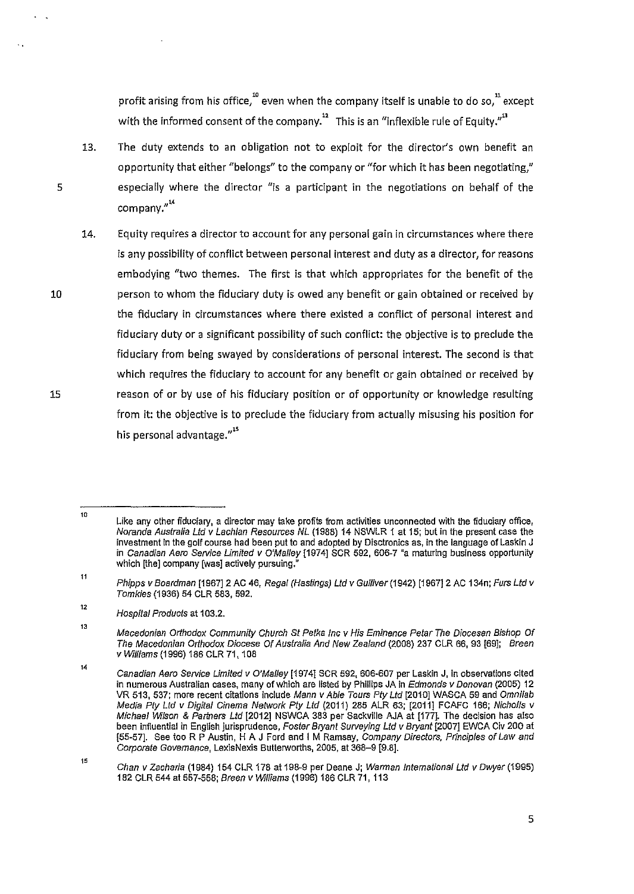profit arising from his office,[10] even when the company itself is unable to do so,[11] except with the informed consent of the company.[12] This is an "inflexible rule of Equity."[13]

13. The duty extends to an obligation not to exploit for the director's own benefit an opportunity that either "belongs" to the company or "for which it has been negotiating," especially where the director "is a participant in the negotiations on behalf of the company."[14]

14. Equity requires a director to account for any personal gain in circumstances where there is any possibility of conflict between personal interest and duty as a director, for reasons embodying "two themes. The first is that which appropriates for the benefit of the person to whom the fiduciary duty is owed any benefit or gain obtained or received by the fiduciary in circumstances where there existed a conflict of personal interest and fiduciary duty or a significant possibility of such conflict: the objective is to preclude the fiduciary from being swayed by considerations of personal interest. The second is that which requires the fiduciary to account for any benefit or gain obtained or received by reason of or by use of his fiduciary position or of opportunity or knowledge resulting from it: the objective is to preclude the fiduciary from actually misusing his position for his personal advantage."[15]

---

[10] Like any other fiduciary, a director may take profits from activities unconnected with the fiduciary office, *Noranda Australia Ltd v Lachlan Resources NL* (1988) 14 NSWLR 1 at 15; but in the present case the investment in the golf course had been put to and adopted by Disctronics as, in the language of Laskin J in *Canadian Aero Service Limited v O'Malley* [1974] SCR 592, 606-7 "a maturing business opportunity which [the] company [was] actively pursuing."

[11] *Phipps v Boardman* [1967] 2 AC 46, *Regal (Hastings) Ltd v Gulliver* (1942) [1967] 2 AC 134n; *Furs Ltd v Tomkies* (1936) 54 CLR 583, 592.

[12] *Hospital Products* at 103.2.

[13] *Macedonian Orthodox Community Church St Petka Inc v His Eminence Petar The Diocesan Bishop Of The Macedonian Orthodox Diocese Of Australia And New Zealand* (2008) 237 CLR 66, 93 [69]; *Breen v Williams* (1996) 186 CLR 71, 108

[14] *Canadian Aero Service Limited v O'Malley* [1974] SCR 592, 606-607 per Laskin J, in observations cited in numerous Australian cases, many of which are listed by Phillips JA in *Edmonds v Donovan* (2005) 12 VR 513, 537; more recent citations include *Mann v Able Tours Pty Ltd* [2010] WASCA 59 and *Omnilab Media Pty Ltd v Digital Cinema Network Pty Ltd* (2011) 285 ALR 63; [2011] FCAFC 166; *Nicholls v Michael Wilson & Partners Ltd* [2012] NSWCA 383 per Sackville AJA at [177]. The decision has also been influential in English jurisprudence, *Foster Bryant Surveying Ltd v Bryant* [2007] EWCA Civ 200 at [55-57]. See too R P Austin, H A J Ford and I M Ramsay, *Company Directors, Principles of Law and Corporate Governance*, LexisNexis Butterworths, 2005, at 368–9 [9.8].

[15] *Chan v Zacharia* (1984) 154 CLR 178 at 198-9 per Deane J; *Warman International Ltd v Dwyer* (1995) 182 CLR 544 at 557-558; *Breen v Williams* (1996) 186 CLR 71, 113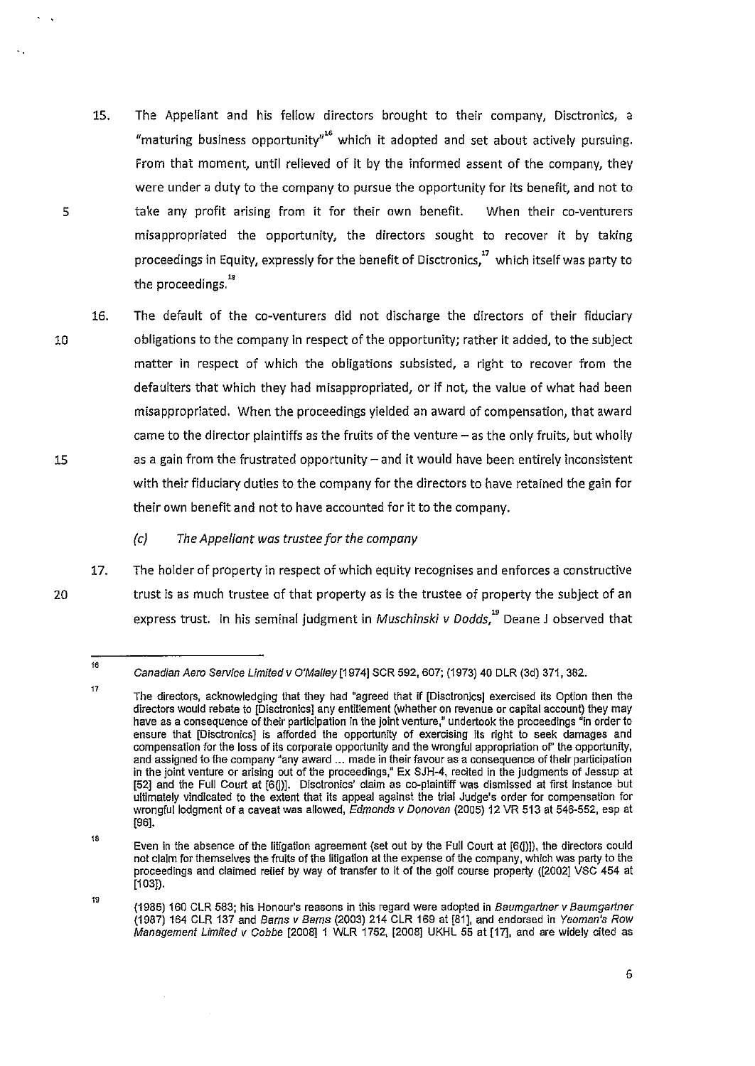15. The Appellant and his fellow directors brought to their company, Disctronics, a "maturing business opportunity"[16] which it adopted and set about actively pursuing. From that moment, until relieved of it by the informed assent of the company, they were under a duty to the company to pursue the opportunity for its benefit, and not to take any profit arising from it for their own benefit. When their co-venturers misappropriated the opportunity, the directors sought to recover it by taking proceedings in Equity, expressly for the benefit of Disctronics,[17] which itself was party to the proceedings.[18]

16. The default of the co-venturers did not discharge the directors of their fiduciary obligations to the company in respect of the opportunity; rather it added, to the subject matter in respect of which the obligations subsisted, a right to recover from the defaulters that which they had misappropriated, or if not, the value of what had been misappropriated. When the proceedings yielded an award of compensation, that award came to the director plaintiffs as the fruits of the venture – as the only fruits, but wholly as a gain from the frustrated opportunity – and it would have been entirely inconsistent with their fiduciary duties to the company for the directors to have retained the gain for their own benefit and not to have accounted for it to the company.

*(c) The Appellant was trustee for the company*

17. The holder of property in respect of which equity recognises and enforces a constructive trust is as much trustee of that property as is the trustee of property the subject of an express trust. In his seminal judgment in *Muschinski v Dodds*,[19] Deane J observed that

---

[16] *Canadian Aero Service Limited v O'Malley* [1974] SCR 592, 607; (1973) 40 DLR (3d) 371, 382.

[17] The directors, acknowledging that they had "agreed that if [Disctronics] exercised its Option then the directors would rebate to [Disctronics] any entitlement (whether on revenue or capital account) they may have as a consequence of their participation in the joint venture," undertook the proceedings "in order to ensure that [Disctronics] is afforded the opportunity of exercising its right to seek damages and compensation for the loss of its corporate opportunity and the wrongful appropriation of" the opportunity, and assigned to the company "any award ... made in their favour as a consequence of their participation in the joint venture or arising out of the proceedings," Ex SJH-4, recited in the judgments of Jessup at [52] and the Full Court at [6(j)]. Disctronics' claim as co-plaintiff was dismissed at first instance but ultimately vindicated to the extent that its appeal against the trial Judge's order for compensation for wrongful lodgment of a caveat was allowed, *Edmonds v Donovan* (2005) 12 VR 513 at 546-552, esp at [96].

[18] Even in the absence of the litigation agreement (set out by the Full Court at [6(j)]), the directors could not claim for themselves the fruits of the litigation at the expense of the company, which was party to the proceedings and claimed relief by way of transfer to it of the golf course property ([2002] VSC 454 at [103]).

[19] (1985) 160 CLR 583; his Honour's reasons in this regard were adopted in *Baumgartner v Baumgartner* (1987) 164 CLR 137 and *Bams v Bams* (2003) 214 CLR 169 at [81], and endorsed in *Yeoman's Row Management Limited v Cobbe* [2008] 1 WLR 1752, [2008] UKHL 55 at [17], and are widely cited as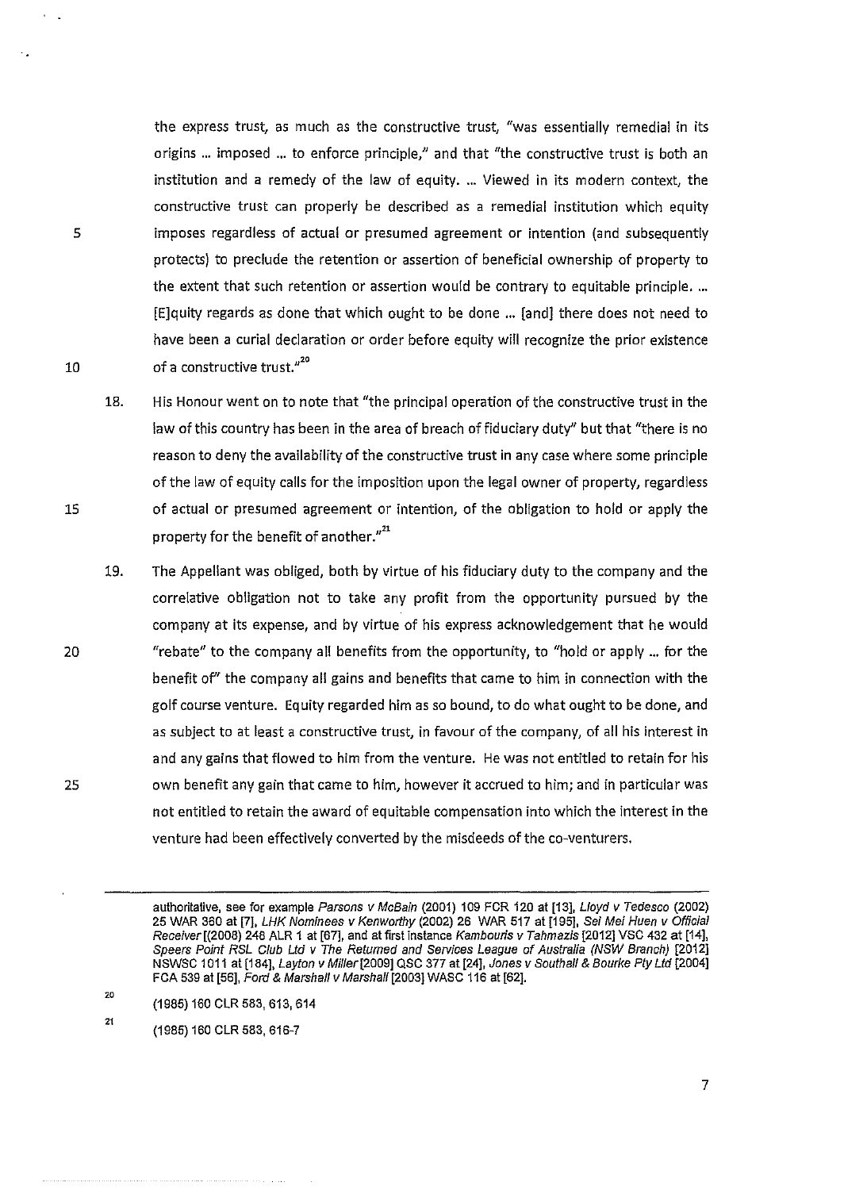the express trust, as much as the constructive trust, "was essentially remedial in its origins ... imposed ... to enforce principle," and that "the constructive trust is both an institution and a remedy of the law of equity. ... Viewed in its modern context, the constructive trust can properly be described as a remedial institution which equity imposes regardless of actual or presumed agreement or intention (and subsequently protects) to preclude the retention or assertion of beneficial ownership of property to the extent that such retention or assertion would be contrary to equitable principle. ... [E]quity regards as done that which ought to be done ... [and] there does not need to have been a curial declaration or order before equity will recognize the prior existence of a constructive trust."[20]

18. His Honour went on to note that "the principal operation of the constructive trust in the law of this country has been in the area of breach of fiduciary duty" but that "there is no reason to deny the availability of the constructive trust in any case where some principle of the law of equity calls for the imposition upon the legal owner of property, regardless of actual or presumed agreement or intention, of the obligation to hold or apply the property for the benefit of another."[21]

19. The Appellant was obliged, both by virtue of his fiduciary duty to the company and the correlative obligation not to take any profit from the opportunity pursued by the company at its expense, and by virtue of his express acknowledgement that he would "rebate" to the company all benefits from the opportunity, to "hold or apply ... for the benefit of" the company all gains and benefits that came to him in connection with the golf course venture. Equity regarded him as so bound, to do what ought to be done, and as subject to at least a constructive trust, in favour of the company, of all his interest in and any gains that flowed to him from the venture. He was not entitled to retain for his own benefit any gain that came to him, however it accrued to him; and in particular was not entitled to retain the award of equitable compensation into which the interest in the venture had been effectively converted by the misdeeds of the co-venturers.

---

authoritative, see for example *Parsons v McBain* (2001) 109 FCR 120 at [13], *Lloyd v Tedesco* (2002) 25 WAR 360 at [7], *LHK Nominees v Kenworthy* (2002) 26 WAR 517 at [195], *Sei Mei Huen v Official Receiver* [(2008) 248 ALR 1 at [67], and at first instance *Kambouris v Tahmazis* [2012] VSC 432 at [14], *Speers Point RSL Club Ltd v The Returned and Services League of Australia (NSW Branch)* [2012] NSWSC 1011 at [184], *Layton v Miller* [2009] QSC 377 at [24], *Jones v Southall & Bourke Pty Ltd* [2004] FCA 539 at [56], *Ford & Marshall v Marshall* [2003] WASC 116 at [62].

[20] (1985) 160 CLR 583, 613, 614

[21] (1985) 160 CLR 583, 616-7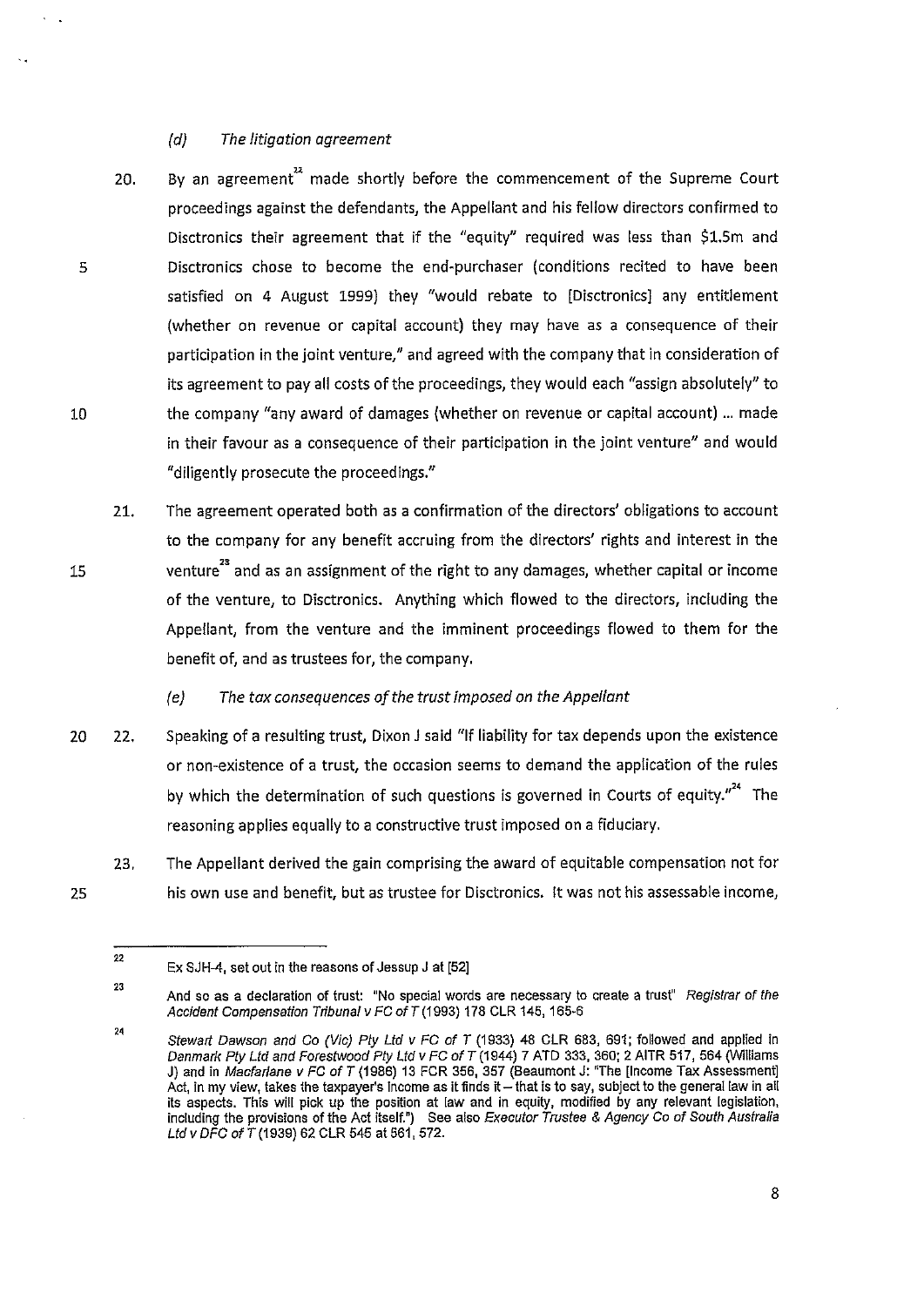*(d) The litigation agreement*

20. By an agreement[22] made shortly before the commencement of the Supreme Court proceedings against the defendants, the Appellant and his fellow directors confirmed to Disctronics their agreement that if the "equity" required was less than $1.5m and Disctronics chose to become the end-purchaser (conditions recited to have been satisfied on 4 August 1999) they "would rebate to [Disctronics] any entitlement (whether on revenue or capital account) they may have as a consequence of their participation in the joint venture," and agreed with the company that in consideration of its agreement to pay all costs of the proceedings, they would each "assign absolutely" to the company "any award of damages (whether on revenue or capital account) ... made in their favour as a consequence of their participation in the joint venture" and would "diligently prosecute the proceedings."

21. The agreement operated both as a confirmation of the directors' obligations to account to the company for any benefit accruing from the directors' rights and interest in the venture[23] and as an assignment of the right to any damages, whether capital or income of the venture, to Disctronics. Anything which flowed to the directors, including the Appellant, from the venture and the imminent proceedings flowed to them for the benefit of, and as trustees for, the company.

*(e) The tax consequences of the trust imposed on the Appellant*

22. Speaking of a resulting trust, Dixon J said "If liability for tax depends upon the existence or non-existence of a trust, the occasion seems to demand the application of the rules by which the determination of such questions is governed in Courts of equity."[24] The reasoning applies equally to a constructive trust imposed on a fiduciary.

23. The Appellant derived the gain comprising the award of equitable compensation not for his own use and benefit, but as trustee for Disctronics. It was not his assessable income,

---

[22] Ex SJH-4, set out in the reasons of Jessup J at [52]

[23] And so as a declaration of trust: "No special words are necessary to create a trust" *Registrar of the Accident Compensation Tribunal v FC of T* (1993) 178 CLR 145, 165-6

[24] *Stewart Dawson and Co (Vic) Pty Ltd v FC of T* (1933) 48 CLR 683, 691; followed and applied in *Denmark Pty Ltd and Forestwood Pty Ltd v FC of T* (1944) 7 ATD 333, 360; 2 AITR 517, 564 (Williams J) and in *Macfarlane v FC of T* (1986) 13 FCR 356, 357 (Beaumont J: "The [Income Tax Assessment] Act, in my view, takes the taxpayer's income as it finds it – that is to say, subject to the general law in all its aspects. This will pick up the position at law and in equity, modified by any relevant legislation, including the provisions of the Act itself.") See also *Executor Trustee & Agency Co of South Australia Ltd v DFC of T* (1939) 62 CLR 545 at 561, 572.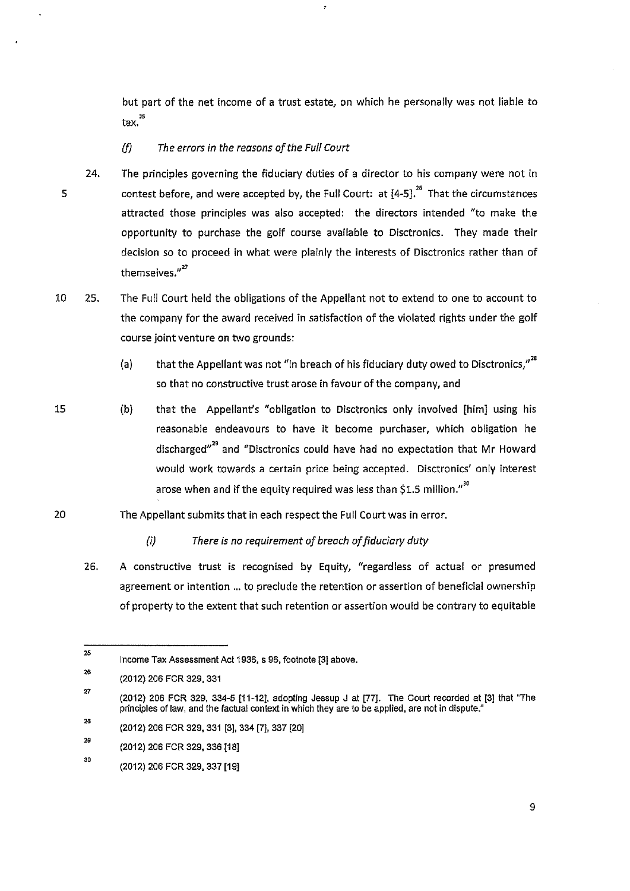but part of the net income of a trust estate, on which he personally was not liable to tax.[25]

*(f) The errors in the reasons of the Full Court*

24. The principles governing the fiduciary duties of a director to his company were not in contest before, and were accepted by, the Full Court: at [4-5].[26] That the circumstances attracted those principles was also accepted: the directors intended "to make the opportunity to purchase the golf course available to Disctronics. They made their decision so to proceed in what were plainly the interests of Disctronics rather than of themselves."[27]

25. The Full Court held the obligations of the Appellant not to extend to one to account to the company for the award received in satisfaction of the violated rights under the golf course joint venture on two grounds:

    (a) that the Appellant was not "in breach of his fiduciary duty owed to Disctronics,"[28] so that no constructive trust arose in favour of the company, and

    (b) that the Appellant's "obligation to Disctronics only involved [him] using his reasonable endeavours to have it become purchaser, which obligation he discharged"[29] and "Disctronics could have had no expectation that Mr Howard would work towards a certain price being accepted. Disctronics' only interest arose when and if the equity required was less than $1.5 million."[30]

The Appellant submits that in each respect the Full Court was in error.

*(i) There is no requirement of breach of fiduciary duty*

26. A constructive trust is recognised by Equity, "regardless of actual or presumed agreement or intention ... to preclude the retention or assertion of beneficial ownership of property to the extent that such retention or assertion would be contrary to equitable

---

[25] Income Tax Assessment Act 1936, s 96, footnote [3] above.

[26] (2012) 206 FCR 329, 331

[27] (2012) 206 FCR 329, 334-5 [11-12], adopting Jessup J at [77]. The Court recorded at [3] that "The principles of law, and the factual context in which they are to be applied, are not in dispute."

[28] (2012) 206 FCR 329, 331 [3], 334 [7], 337 [20]

[29] (2012) 206 FCR 329, 336 [18]

[30] (2012) 206 FCR 329, 337 [19]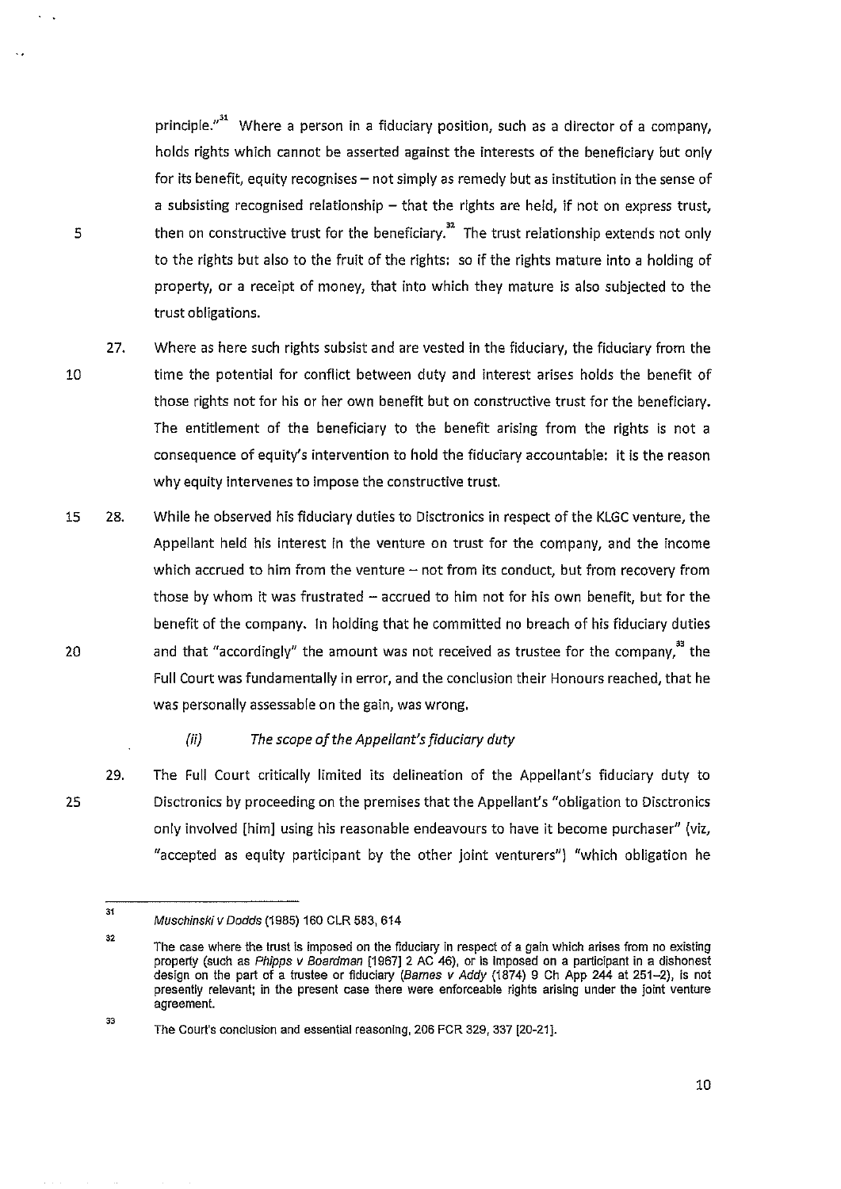principle."[31] Where a person in a fiduciary position, such as a director of a company, holds rights which cannot be asserted against the interests of the beneficiary but only for its benefit, equity recognises – not simply as remedy but as institution in the sense of a subsisting recognised relationship – that the rights are held, if not on express trust, then on constructive trust for the beneficiary.[32] The trust relationship extends not only to the rights but also to the fruit of the rights: so if the rights mature into a holding of property, or a receipt of money, that into which they mature is also subjected to the trust obligations.

27. Where as here such rights subsist and are vested in the fiduciary, the fiduciary from the time the potential for conflict between duty and interest arises holds the benefit of those rights not for his or her own benefit but on constructive trust for the beneficiary. The entitlement of the beneficiary to the benefit arising from the rights is not a consequence of equity's intervention to hold the fiduciary accountable: it is the reason why equity intervenes to impose the constructive trust.

28. While he observed his fiduciary duties to Disctronics in respect of the KLGC venture, the Appellant held his interest in the venture on trust for the company, and the income which accrued to him from the venture – not from its conduct, but from recovery from those by whom it was frustrated – accrued to him not for his own benefit, but for the benefit of the company. In holding that he committed no breach of his fiduciary duties and that "accordingly" the amount was not received as trustee for the company,[33] the Full Court was fundamentally in error, and the conclusion their Honours reached, that he was personally assessable on the gain, was wrong.

### *(ii) The scope of the Appellant's fiduciary duty*

29. The Full Court critically limited its delineation of the Appellant's fiduciary duty to Disctronics by proceeding on the premises that the Appellant's "obligation to Disctronics only involved [him] using his reasonable endeavours to have it become purchaser" (viz, "accepted as equity participant by the other joint venturers") "which obligation he

---

[31] *Muschinski v Dodds* (1985) 160 CLR 583, 614

[32] The case where the trust is imposed on the fiduciary in respect of a gain which arises from no existing property (such as *Phipps v Boardman* [1967] 2 AC 46), or is imposed on a participant in a dishonest design on the part of a trustee or fiduciary (*Barnes v Addy* (1874) 9 Ch App 244 at 251–2), is not presently relevant; in the present case there were enforceable rights arising under the joint venture agreement.

[33] The Court's conclusion and essential reasoning, 206 FCR 329, 337 [20-21].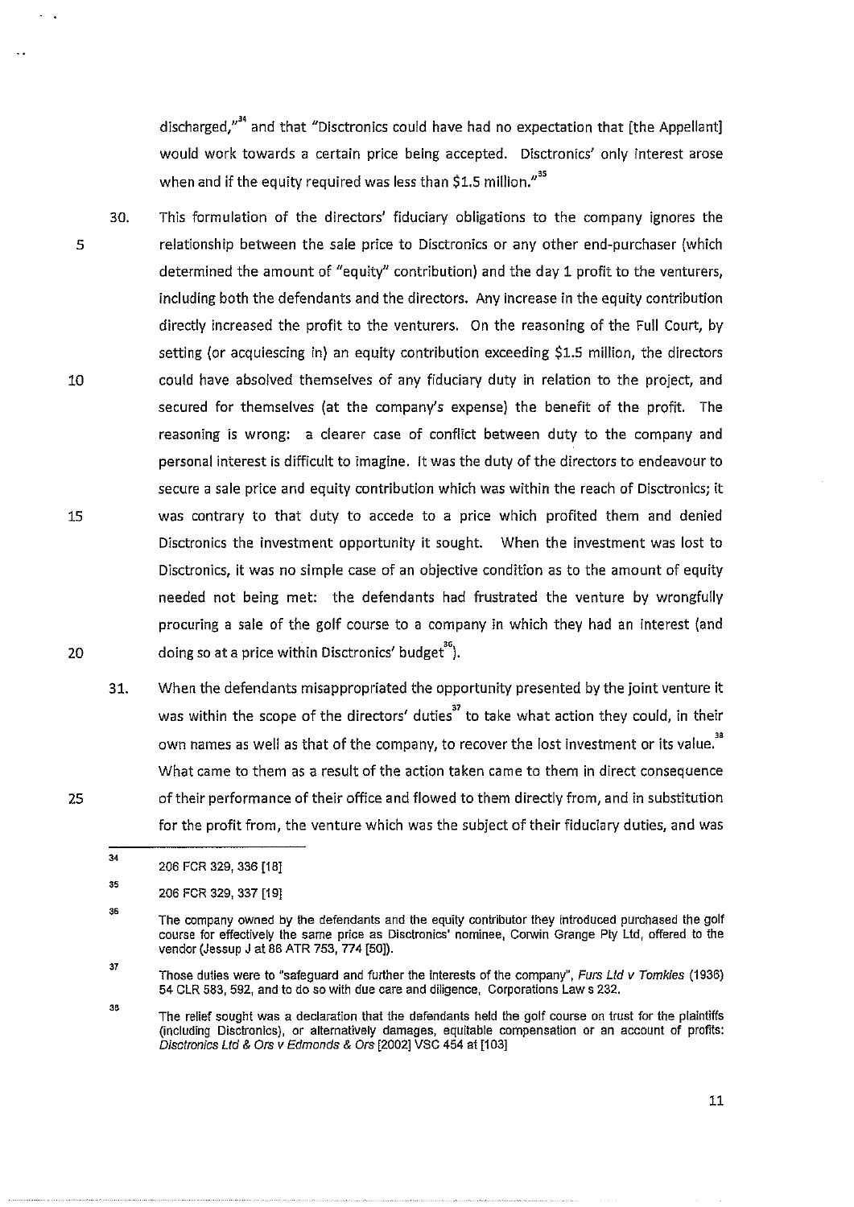discharged,"[34] and that "Disctronics could have had no expectation that [the Appellant] would work towards a certain price being accepted. Disctronics' only interest arose when and if the equity required was less than $1.5 million."[35]

30. This formulation of the directors' fiduciary obligations to the company ignores the relationship between the sale price to Disctronics or any other end-purchaser (which determined the amount of "equity" contribution) and the day 1 profit to the venturers, including both the defendants and the directors. Any increase in the equity contribution directly increased the profit to the venturers. On the reasoning of the Full Court, by setting (or acquiescing in) an equity contribution exceeding $1.5 million, the directors could have absolved themselves of any fiduciary duty in relation to the project, and secured for themselves (at the company's expense) the benefit of the profit. The reasoning is wrong: a clearer case of conflict between duty to the company and personal interest is difficult to imagine. It was the duty of the directors to endeavour to secure a sale price and equity contribution which was within the reach of Disctronics; it was contrary to that duty to accede to a price which profited them and denied Disctronics the investment opportunity it sought. When the investment was lost to Disctronics, it was no simple case of an objective condition as to the amount of equity needed not being met: the defendants had frustrated the venture by wrongfully procuring a sale of the golf course to a company in which they had an interest (and doing so at a price within Disctronics' budget[36]).

31. When the defendants misappropriated the opportunity presented by the joint venture it was within the scope of the directors' duties[37] to take what action they could, in their own names as well as that of the company, to recover the lost investment or its value.[38] What came to them as a result of the action taken came to them in direct consequence of their performance of their office and flowed to them directly from, and in substitution for the profit from, the venture which was the subject of their fiduciary duties, and was

---

[34] 206 FCR 329, 336 [18]

[35] 206 FCR 329, 337 [19]

[36] The company owned by the defendants and the equity contributor they introduced purchased the golf course for effectively the same price as Disctronics' nominee, Corwin Grange Pty Ltd, offered to the vendor (Jessup J at 86 ATR 753, 774 [50]).

[37] Those duties were to "safeguard and further the interests of the company", *Furs Ltd v Tomkies* (1936) 54 CLR 583, 592, and to do so with due care and diligence, Corporations Law s 232.

[38] The relief sought was a declaration that the defendants held the golf course on trust for the plaintiffs (including Disctronics), or alternatively damages, equitable compensation or an account of profits: *Disctronics Ltd & Ors v Edmonds & Ors* [2002] VSC 454 at [103]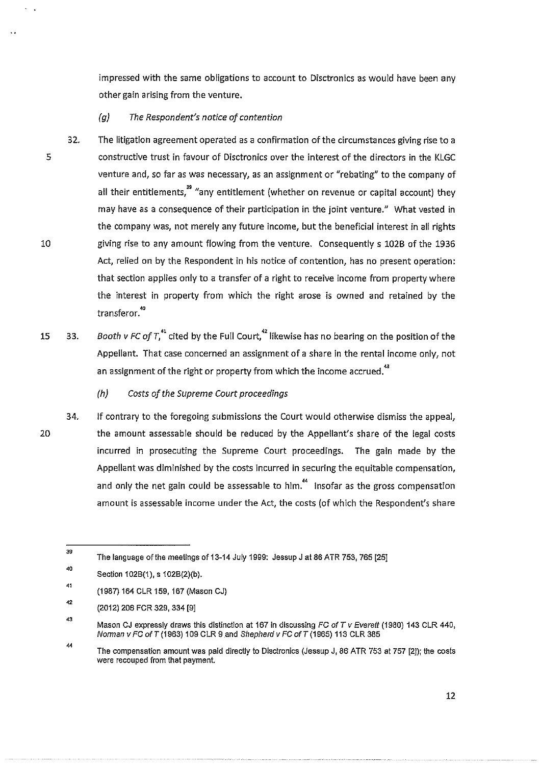impressed with the same obligations to account to Disctronics as would have been any other gain arising from the venture.

*(g) The Respondent's notice of contention*

32. The litigation agreement operated as a confirmation of the circumstances giving rise to a constructive trust in favour of Disctronics over the interest of the directors in the KLGC venture and, so far as was necessary, as an assignment or "rebating" to the company of all their entitlements,[39] "any entitlement (whether on revenue or capital account) they may have as a consequence of their participation in the joint venture." What vested in the company was, not merely any future income, but the beneficial interest in all rights giving rise to any amount flowing from the venture. Consequently s 102B of the 1936 Act, relied on by the Respondent in his notice of contention, has no present operation: that section applies only to a transfer of a right to receive income from property where the interest in property from which the right arose is owned and retained by the transferor.[40]

33. *Booth v FC of T*,[41] cited by the Full Court,[42] likewise has no bearing on the position of the Appellant. That case concerned an assignment of a share in the rental income only, not an assignment of the right or property from which the income accrued.[43]

*(h) Costs of the Supreme Court proceedings*

34. If contrary to the foregoing submissions the Court would otherwise dismiss the appeal, the amount assessable should be reduced by the Appellant's share of the legal costs incurred in prosecuting the Supreme Court proceedings. The gain made by the Appellant was diminished by the costs incurred in securing the equitable compensation, and only the net gain could be assessable to him.[44] Insofar as the gross compensation amount is assessable income under the Act, the costs (of which the Respondent's share

---

[39] The language of the meetings of 13-14 July 1999: Jessup J at 86 ATR 753, 765 [25]

[40] Section 102B(1), s 102B(2)(b).

[41] (1987) 164 CLR 159, 167 (Mason CJ)

[42] (2012) 206 FCR 329, 334 [9]

[43] Mason CJ expressly draws this distinction at 167 in discussing *FC of T v Everett* (1980) 143 CLR 440, *Norman v FC of T* (1963) 109 CLR 9 and *Shepherd v FC of T* (1965) 113 CLR 385

[44] The compensation amount was paid directly to Disctronics (Jessup J, 86 ATR 753 at 757 [2]); the costs were recouped from that payment.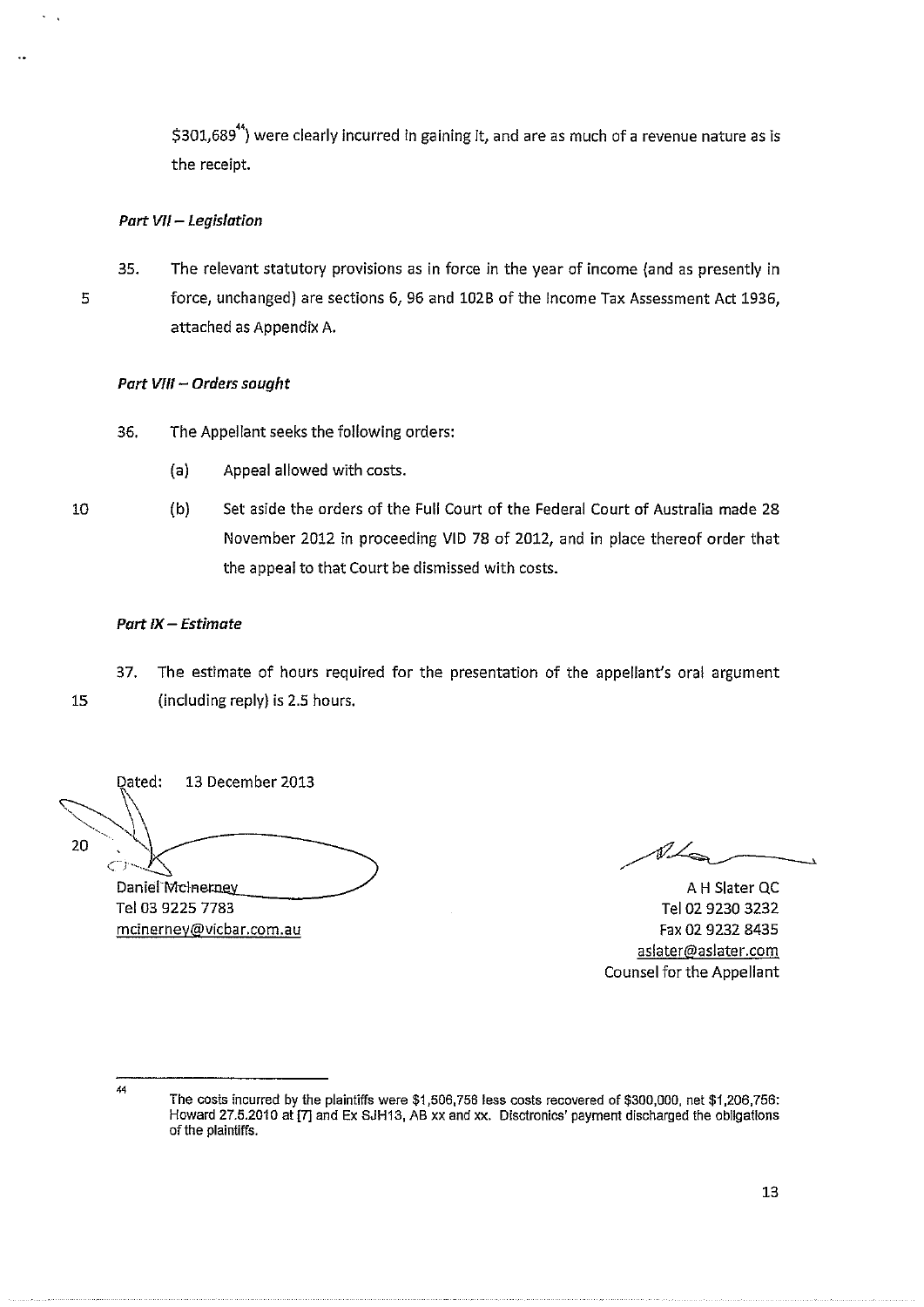$301,689[44]) were clearly incurred in gaining it, and are as much of a revenue nature as is the receipt.

*Part VII – Legislation*

35. The relevant statutory provisions as in force in the year of income (and as presently in force, unchanged) are sections 6, 96 and 102B of the Income Tax Assessment Act 1936, attached as Appendix A.

*Part VIII – Orders sought*

36. The Appellant seeks the following orders:

(a) Appeal allowed with costs.

(b) Set aside the orders of the Full Court of the Federal Court of Australia made 28 November 2012 in proceeding VID 78 of 2012, and in place thereof order that the appeal to that Court be dismissed with costs.

*Part IX – Estimate*

37. The estimate of hours required for the presentation of the appellant's oral argument (including reply) is 2.5 hours.

Dated: 13 December 2013

Daniel McInerney
Tel 03 9225 7783
mcinerney@vicbar.com.au

A H Slater QC
Tel 02 9230 3232
Fax 02 9232 8435
aslater@aslater.com
Counsel for the Appellant

---

[44] The costs incurred by the plaintiffs were $1,506,756 less costs recovered of $300,000, net $1,206,756: Howard 27.5.2010 at [7] and Ex SJH13, AB xx and xx. Disctronics' payment discharged the obligations of the plaintiffs.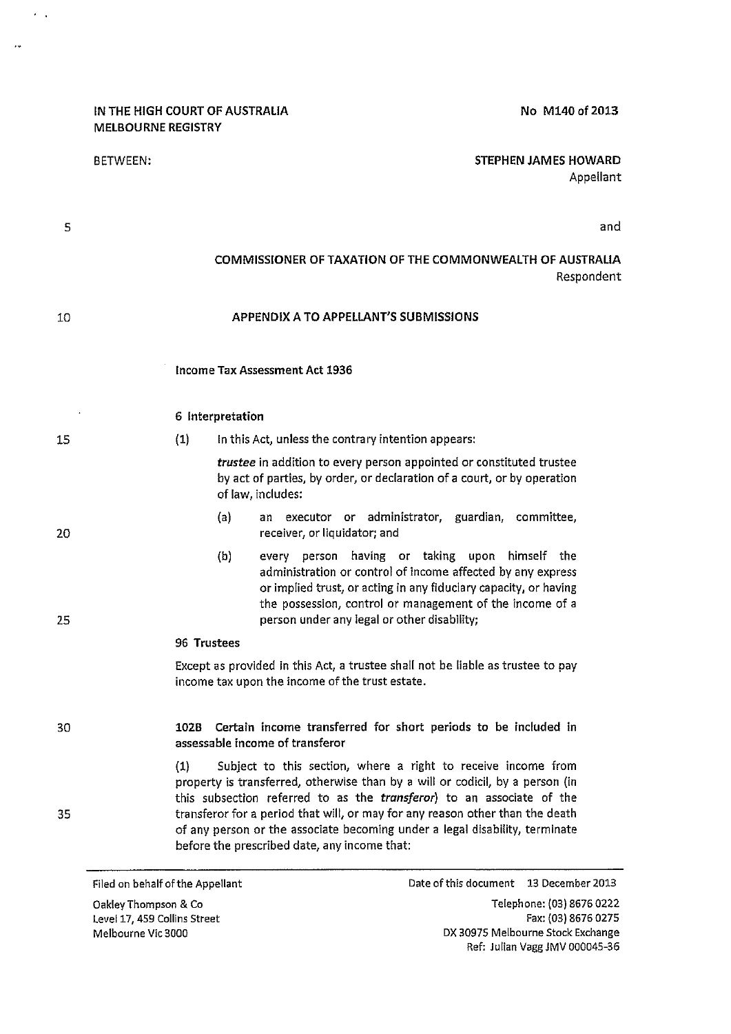IN THE HIGH COURT OF AUSTRALIA
MELBOURNE REGISTRY

No M140 of 2013

BETWEEN:

**STEPHEN JAMES HOWARD**
Appellant

and

**COMMISSIONER OF TAXATION OF THE COMMONWEALTH OF AUSTRALIA**
Respondent

## APPENDIX A TO APPELLANT'S SUBMISSIONS

### Income Tax Assessment Act 1936

#### 6 Interpretation

(1) In this Act, unless the contrary intention appears:

***trustee*** in addition to every person appointed or constituted trustee by act of parties, by order, or declaration of a court, or by operation of law, includes:

(a) an executor or administrator, guardian, committee, receiver, or liquidator; and

(b) every person having or taking upon himself the administration or control of income affected by any express or implied trust, or acting in any fiduciary capacity, or having the possession, control or management of the income of a person under any legal or other disability;

#### 96 Trustees

Except as provided in this Act, a trustee shall not be liable as trustee to pay income tax upon the income of the trust estate.

#### 102B Certain income transferred for short periods to be included in assessable income of transferor

(1) Subject to this section, where a right to receive income from property is transferred, otherwise than by a will or codicil, by a person (in this subsection referred to as the ***transferor***) to an associate of the transferor for a period that will, or may for any reason other than the death of any person or the associate becoming under a legal disability, terminate before the prescribed date, any income that:

Filed on behalf of the Appellant
Oakley Thompson & Co
Level 17, 459 Collins Street
Melbourne Vic 3000

Date of this document 13 December 2013
Telephone: (03) 8676 0222
Fax: (03) 8676 0275
DX 30975 Melbourne Stock Exchange
Ref: Julian Vagg JMV 000045-36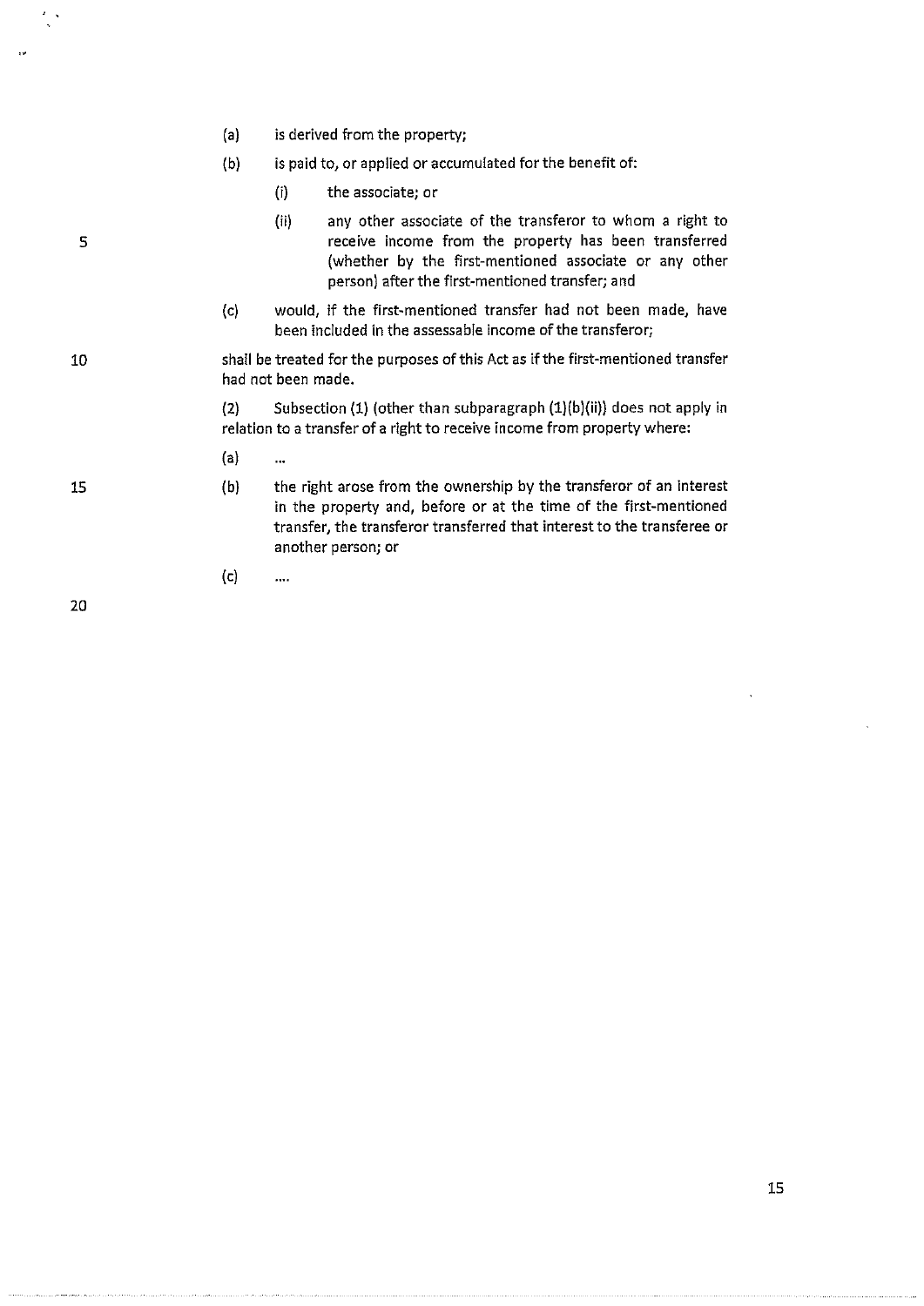(a) is derived from the property;

(b) is paid to, or applied or accumulated for the benefit of:

  (i) the associate; or

  (ii) any other associate of the transferor to whom a right to receive income from the property has been transferred (whether by the first-mentioned associate or any other person) after the first-mentioned transfer; and

(c) would, if the first-mentioned transfer had not been made, have been included in the assessable income of the transferor;

shall be treated for the purposes of this Act as if the first-mentioned transfer had not been made.

(2) Subsection (1) (other than subparagraph (1)(b)(ii)) does not apply in relation to a transfer of a right to receive income from property where:

(a) ...

(b) the right arose from the ownership by the transferor of an interest in the property and, before or at the time of the first-mentioned transfer, the transferor transferred that interest to the transferee or another person; or

(c) ....